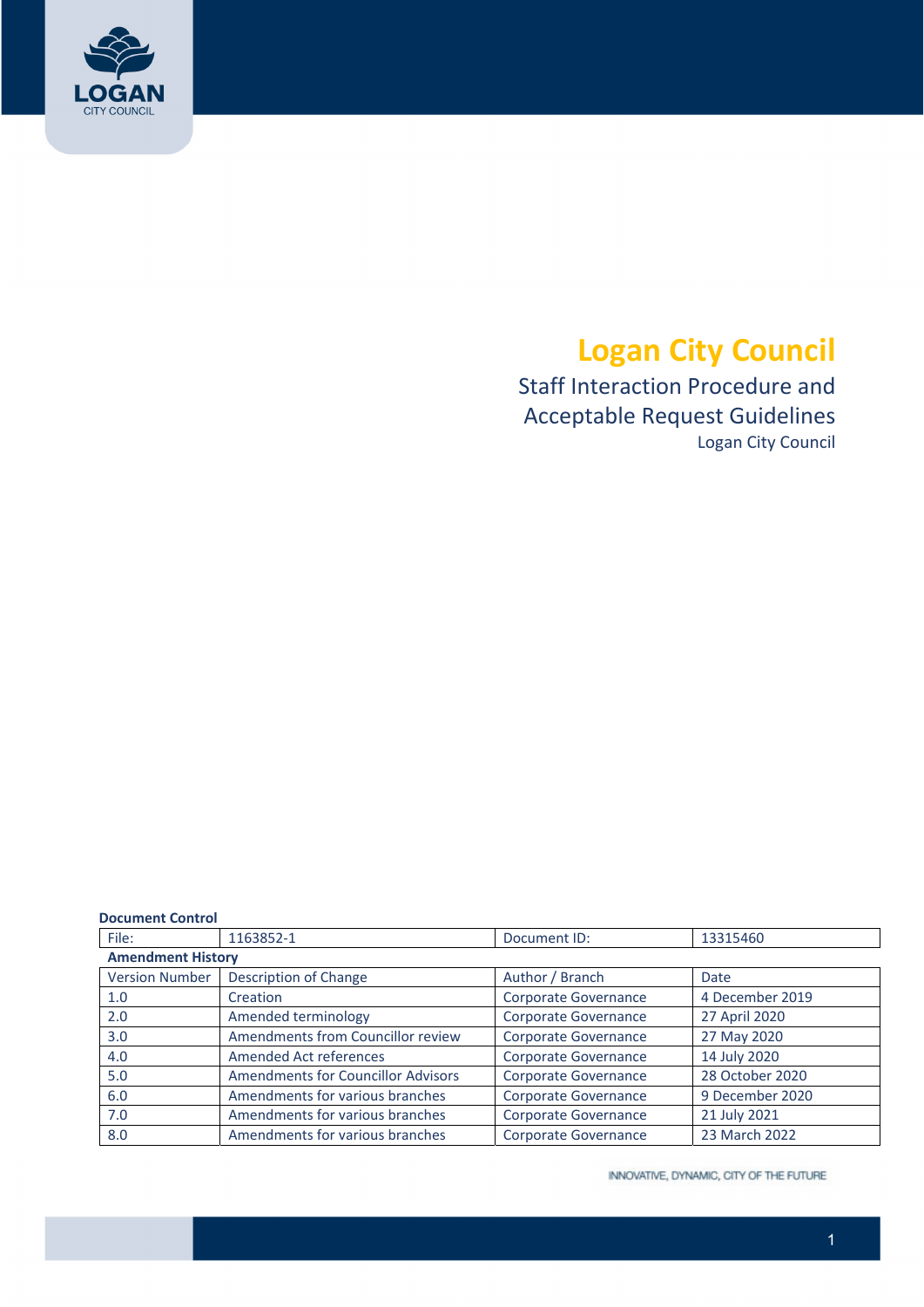# Logan City Council

## Staff Interaction Procedure and Acceptable Request Guidelines

Logan City Council

**Document Control**

| File: | 1163852-1 | Document ID: | 13315460 |
|---|---|---|---|
| **Amendment History** | | | |
| Version Number | Description of Change | Author / Branch | Date |
| 1.0 | Creation | Corporate Governance | 4 December 2019 |
| 2.0 | Amended terminology | Corporate Governance | 27 April 2020 |
| 3.0 | Amendments from Councillor review | Corporate Governance | 27 May 2020 |
| 4.0 | Amended Act references | Corporate Governance | 14 July 2020 |
| 5.0 | Amendments for Councillor Advisors | Corporate Governance | 28 October 2020 |
| 6.0 | Amendments for various branches | Corporate Governance | 9 December 2020 |
| 7.0 | Amendments for various branches | Corporate Governance | 21 July 2021 |
| 8.0 | Amendments for various branches | Corporate Governance | 23 March 2022 |

INNOVATIVE, DYNAMIC, CITY OF THE FUTURE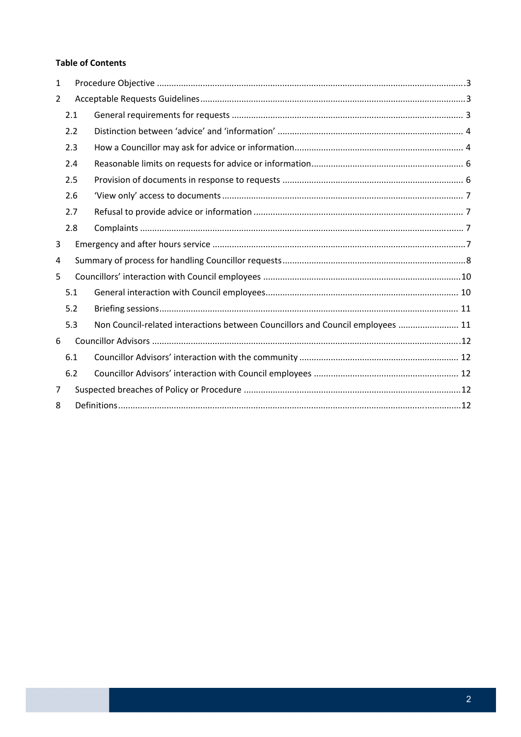**Table of Contents**

1 Procedure Objective ....................................................................................................................... 3

2 Acceptable Requests Guidelines ..................................................................................................... 3

- 2.1 General requirements for requests ........................................................................................ 3
- 2.2 Distinction between 'advice' and 'information' ..................................................................... 4
- 2.3 How a Councillor may ask for advice or information .............................................................. 4
- 2.4 Reasonable limits on requests for advice or information ....................................................... 6
- 2.5 Provision of documents in response to requests ................................................................... 6
- 2.6 'View only' access to documents ............................................................................................ 7
- 2.7 Refusal to provide advice or information ............................................................................... 7
- 2.8 Complaints ............................................................................................................................. 7

3 Emergency and after hours service ................................................................................................. 7

4 Summary of process for handling Councillor requests .................................................................... 8

5 Councillors' interaction with Council employees .......................................................................... 10

- 5.1 General interaction with Council employees ........................................................................ 10
- 5.2 Briefing sessions ................................................................................................................... 11
- 5.3 Non Council-related interactions between Councillors and Council employees ......................... 11

6 Councillor Advisors ....................................................................................................................... 12

- 6.1 Councillor Advisors' interaction with the community .......................................................... 12
- 6.2 Councillor Advisors' interaction with Council employees ..................................................... 12

7 Suspected breaches of Policy or Procedure .................................................................................. 12

8 Definitions ..................................................................................................................................... 12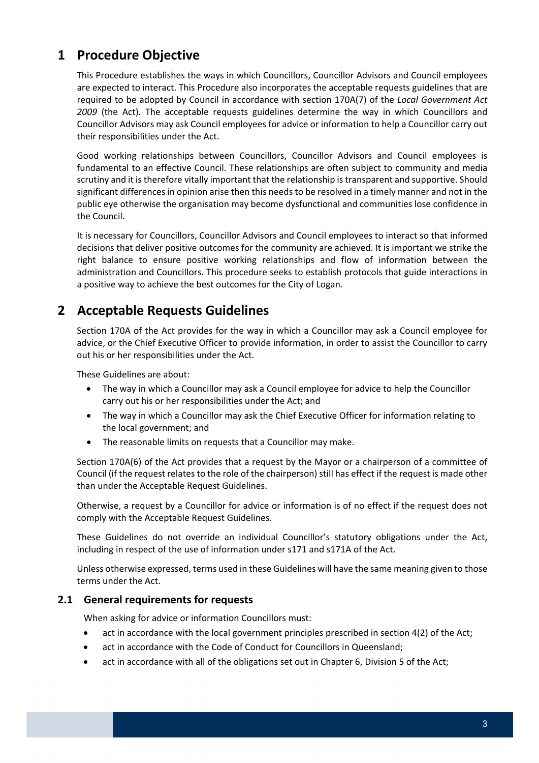# 1 Procedure Objective

This Procedure establishes the ways in which Councillors, Councillor Advisors and Council employees are expected to interact. This Procedure also incorporates the acceptable requests guidelines that are required to be adopted by Council in accordance with section 170A(7) of the *Local Government Act 2009* (the Act). The acceptable requests guidelines determine the way in which Councillors and Councillor Advisors may ask Council employees for advice or information to help a Councillor carry out their responsibilities under the Act.

Good working relationships between Councillors, Councillor Advisors and Council employees is fundamental to an effective Council. These relationships are often subject to community and media scrutiny and it is therefore vitally important that the relationship is transparent and supportive. Should significant differences in opinion arise then this needs to be resolved in a timely manner and not in the public eye otherwise the organisation may become dysfunctional and communities lose confidence in the Council.

It is necessary for Councillors, Councillor Advisors and Council employees to interact so that informed decisions that deliver positive outcomes for the community are achieved. It is important we strike the right balance to ensure positive working relationships and flow of information between the administration and Councillors. This procedure seeks to establish protocols that guide interactions in a positive way to achieve the best outcomes for the City of Logan.

# 2 Acceptable Requests Guidelines

Section 170A of the Act provides for the way in which a Councillor may ask a Council employee for advice, or the Chief Executive Officer to provide information, in order to assist the Councillor to carry out his or her responsibilities under the Act.

These Guidelines are about:

- The way in which a Councillor may ask a Council employee for advice to help the Councillor carry out his or her responsibilities under the Act; and
- The way in which a Councillor may ask the Chief Executive Officer for information relating to the local government; and
- The reasonable limits on requests that a Councillor may make.

Section 170A(6) of the Act provides that a request by the Mayor or a chairperson of a committee of Council (if the request relates to the role of the chairperson) still has effect if the request is made other than under the Acceptable Request Guidelines.

Otherwise, a request by a Councillor for advice or information is of no effect if the request does not comply with the Acceptable Request Guidelines.

These Guidelines do not override an individual Councillor's statutory obligations under the Act, including in respect of the use of information under s171 and s171A of the Act.

Unless otherwise expressed, terms used in these Guidelines will have the same meaning given to those terms under the Act.

## 2.1 General requirements for requests

When asking for advice or information Councillors must:

- act in accordance with the local government principles prescribed in section 4(2) of the Act;
- act in accordance with the Code of Conduct for Councillors in Queensland;
- act in accordance with all of the obligations set out in Chapter 6, Division 5 of the Act;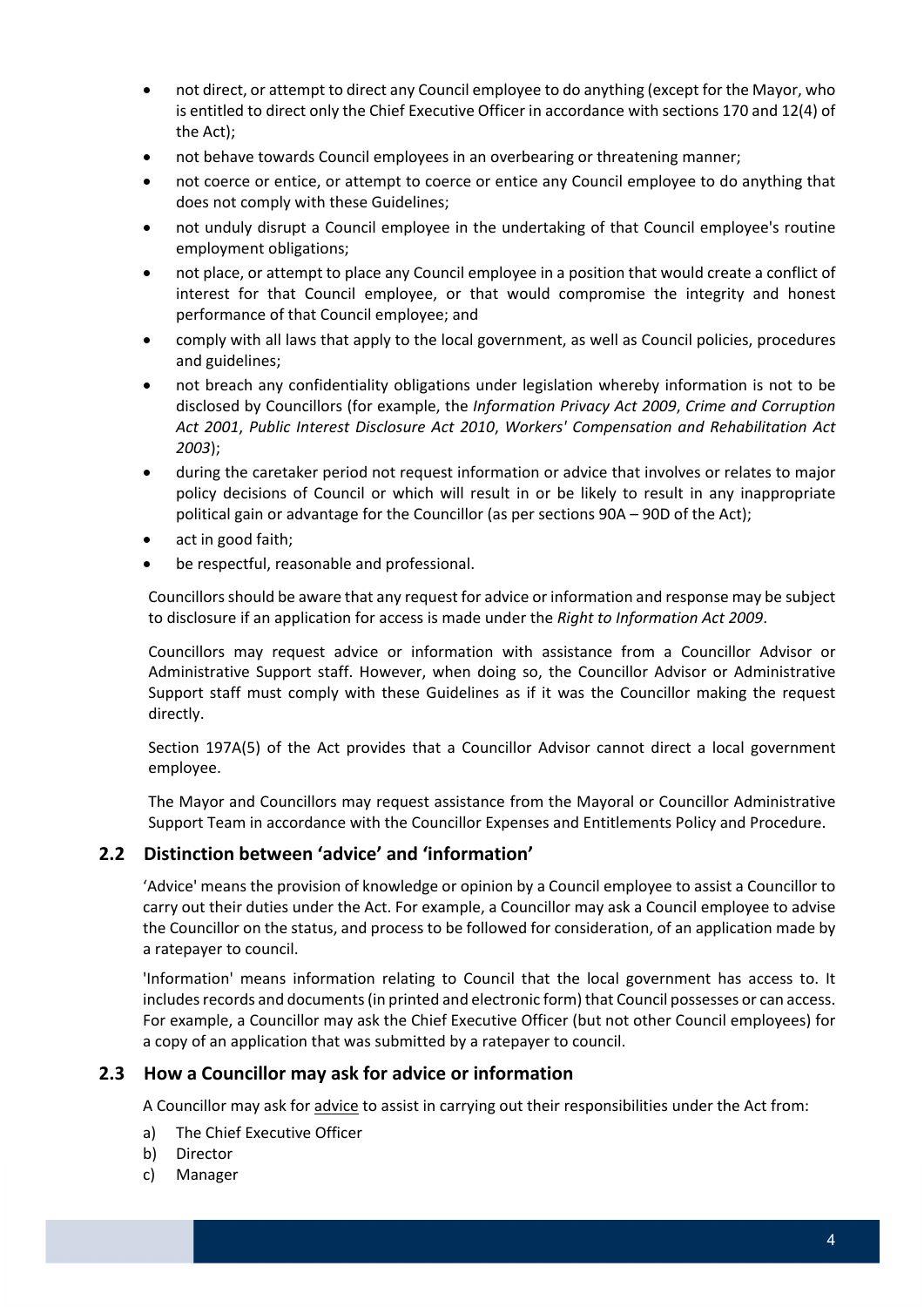- not direct, or attempt to direct any Council employee to do anything (except for the Mayor, who is entitled to direct only the Chief Executive Officer in accordance with sections 170 and 12(4) of the Act);
- not behave towards Council employees in an overbearing or threatening manner;
- not coerce or entice, or attempt to coerce or entice any Council employee to do anything that does not comply with these Guidelines;
- not unduly disrupt a Council employee in the undertaking of that Council employee's routine employment obligations;
- not place, or attempt to place any Council employee in a position that would create a conflict of interest for that Council employee, or that would compromise the integrity and honest performance of that Council employee; and
- comply with all laws that apply to the local government, as well as Council policies, procedures and guidelines;
- not breach any confidentiality obligations under legislation whereby information is not to be disclosed by Councillors (for example, the *Information Privacy Act 2009*, *Crime and Corruption Act 2001*, *Public Interest Disclosure Act 2010*, *Workers' Compensation and Rehabilitation Act 2003*);
- during the caretaker period not request information or advice that involves or relates to major policy decisions of Council or which will result in or be likely to result in any inappropriate political gain or advantage for the Councillor (as per sections 90A – 90D of the Act);
- act in good faith;
- be respectful, reasonable and professional.

Councillors should be aware that any request for advice or information and response may be subject to disclosure if an application for access is made under the *Right to Information Act 2009*.

Councillors may request advice or information with assistance from a Councillor Advisor or Administrative Support staff. However, when doing so, the Councillor Advisor or Administrative Support staff must comply with these Guidelines as if it was the Councillor making the request directly.

Section 197A(5) of the Act provides that a Councillor Advisor cannot direct a local government employee.

The Mayor and Councillors may request assistance from the Mayoral or Councillor Administrative Support Team in accordance with the Councillor Expenses and Entitlements Policy and Procedure.

## 2.2 Distinction between 'advice' and 'information'

'Advice' means the provision of knowledge or opinion by a Council employee to assist a Councillor to carry out their duties under the Act. For example, a Councillor may ask a Council employee to advise the Councillor on the status, and process to be followed for consideration, of an application made by a ratepayer to council.

'Information' means information relating to Council that the local government has access to. It includes records and documents (in printed and electronic form) that Council possesses or can access. For example, a Councillor may ask the Chief Executive Officer (but not other Council employees) for a copy of an application that was submitted by a ratepayer to council.

## 2.3 How a Councillor may ask for advice or information

A Councillor may ask for <u>advice</u> to assist in carrying out their responsibilities under the Act from:

a) The Chief Executive Officer
b) Director
c) Manager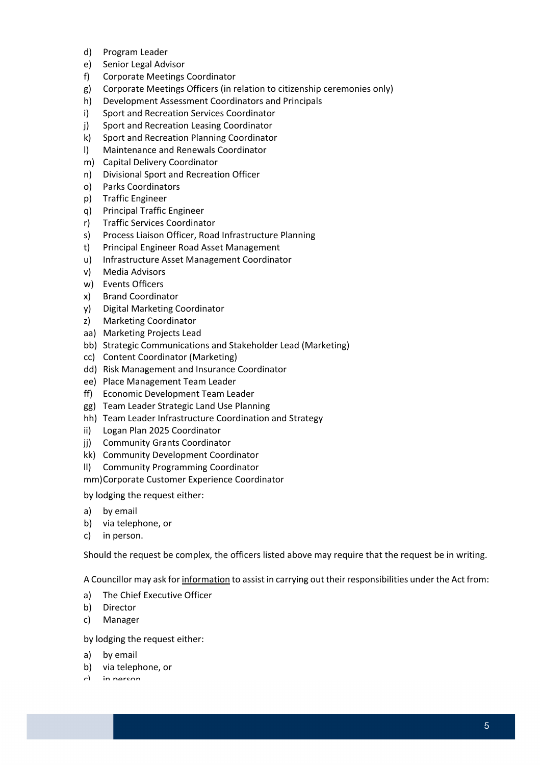d) Program Leader
e) Senior Legal Advisor
f) Corporate Meetings Coordinator
g) Corporate Meetings Officers (in relation to citizenship ceremonies only)
h) Development Assessment Coordinators and Principals
i) Sport and Recreation Services Coordinator
j) Sport and Recreation Leasing Coordinator
k) Sport and Recreation Planning Coordinator
l) Maintenance and Renewals Coordinator
m) Capital Delivery Coordinator
n) Divisional Sport and Recreation Officer
o) Parks Coordinators
p) Traffic Engineer
q) Principal Traffic Engineer
r) Traffic Services Coordinator
s) Process Liaison Officer, Road Infrastructure Planning
t) Principal Engineer Road Asset Management
u) Infrastructure Asset Management Coordinator
v) Media Advisors
w) Events Officers
x) Brand Coordinator
y) Digital Marketing Coordinator
z) Marketing Coordinator
aa) Marketing Projects Lead
bb) Strategic Communications and Stakeholder Lead (Marketing)
cc) Content Coordinator (Marketing)
dd) Risk Management and Insurance Coordinator
ee) Place Management Team Leader
ff) Economic Development Team Leader
gg) Team Leader Strategic Land Use Planning
hh) Team Leader Infrastructure Coordination and Strategy
ii) Logan Plan 2025 Coordinator
jj) Community Grants Coordinator
kk) Community Development Coordinator
ll) Community Programming Coordinator
mm) Corporate Customer Experience Coordinator

by lodging the request either:

a) by email
b) via telephone, or
c) in person.

Should the request be complex, the officers listed above may require that the request be in writing.

A Councillor may ask for <u>information</u> to assist in carrying out their responsibilities under the Act from:

a) The Chief Executive Officer
b) Director
c) Manager

by lodging the request either:

a) by email
b) via telephone, or
c) in person.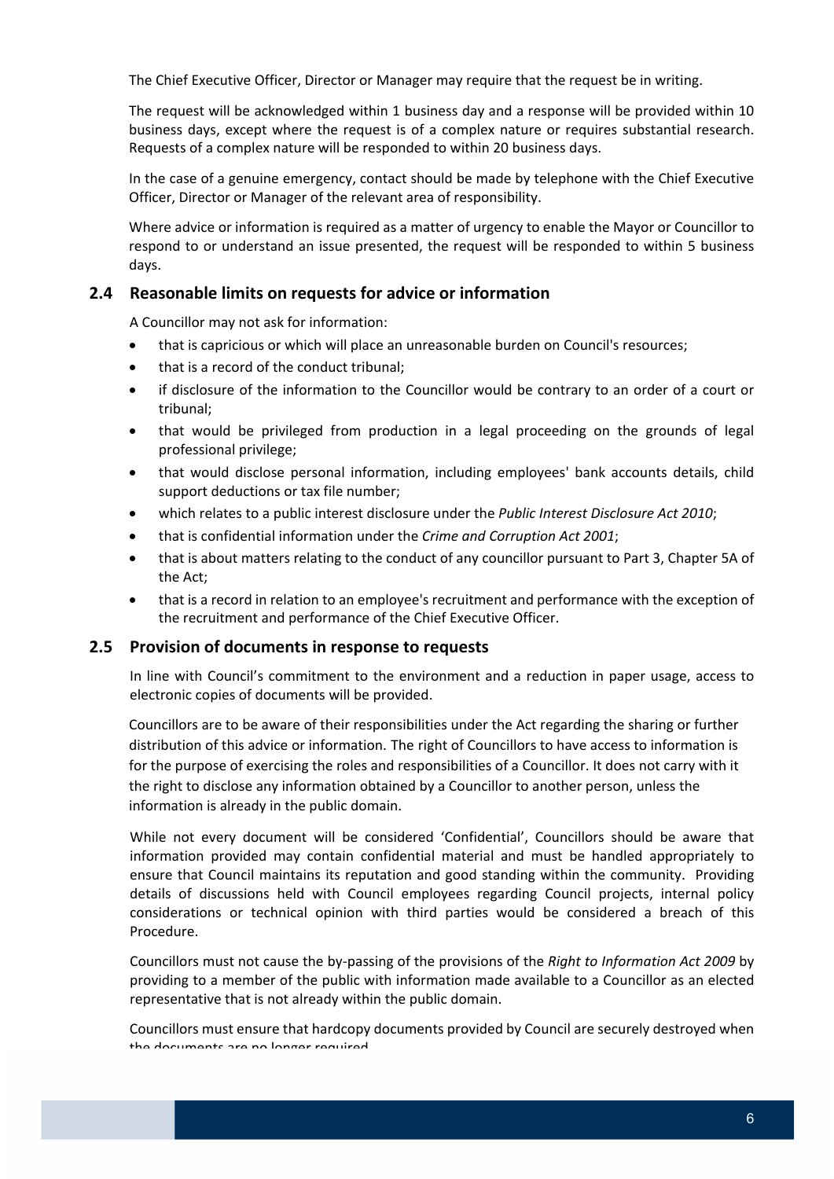The Chief Executive Officer, Director or Manager may require that the request be in writing.

The request will be acknowledged within 1 business day and a response will be provided within 10 business days, except where the request is of a complex nature or requires substantial research. Requests of a complex nature will be responded to within 20 business days.

In the case of a genuine emergency, contact should be made by telephone with the Chief Executive Officer, Director or Manager of the relevant area of responsibility.

Where advice or information is required as a matter of urgency to enable the Mayor or Councillor to respond to or understand an issue presented, the request will be responded to within 5 business days.

## 2.4 Reasonable limits on requests for advice or information

A Councillor may not ask for information:

- that is capricious or which will place an unreasonable burden on Council's resources;
- that is a record of the conduct tribunal;
- if disclosure of the information to the Councillor would be contrary to an order of a court or tribunal;
- that would be privileged from production in a legal proceeding on the grounds of legal professional privilege;
- that would disclose personal information, including employees' bank accounts details, child support deductions or tax file number;
- which relates to a public interest disclosure under the *Public Interest Disclosure Act 2010*;
- that is confidential information under the *Crime and Corruption Act 2001*;
- that is about matters relating to the conduct of any councillor pursuant to Part 3, Chapter 5A of the Act;
- that is a record in relation to an employee's recruitment and performance with the exception of the recruitment and performance of the Chief Executive Officer.

## 2.5 Provision of documents in response to requests

In line with Council's commitment to the environment and a reduction in paper usage, access to electronic copies of documents will be provided.

Councillors are to be aware of their responsibilities under the Act regarding the sharing or further distribution of this advice or information. The right of Councillors to have access to information is for the purpose of exercising the roles and responsibilities of a Councillor. It does not carry with it the right to disclose any information obtained by a Councillor to another person, unless the information is already in the public domain.

While not every document will be considered 'Confidential', Councillors should be aware that information provided may contain confidential material and must be handled appropriately to ensure that Council maintains its reputation and good standing within the community. Providing details of discussions held with Council employees regarding Council projects, internal policy considerations or technical opinion with third parties would be considered a breach of this Procedure.

Councillors must not cause the by-passing of the provisions of the *Right to Information Act 2009* by providing to a member of the public with information made available to a Councillor as an elected representative that is not already within the public domain.

Councillors must ensure that hardcopy documents provided by Council are securely destroyed when the documents are no longer required.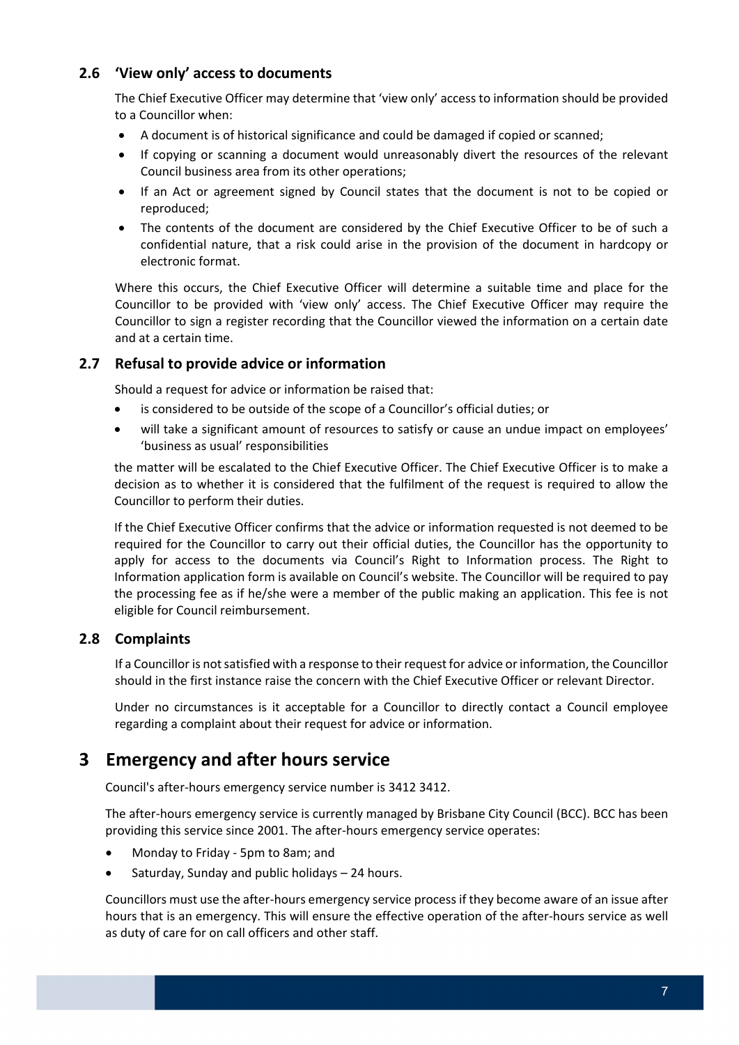### 2.6 'View only' access to documents

The Chief Executive Officer may determine that 'view only' access to information should be provided to a Councillor when:

- A document is of historical significance and could be damaged if copied or scanned;
- If copying or scanning a document would unreasonably divert the resources of the relevant Council business area from its other operations;
- If an Act or agreement signed by Council states that the document is not to be copied or reproduced;
- The contents of the document are considered by the Chief Executive Officer to be of such a confidential nature, that a risk could arise in the provision of the document in hardcopy or electronic format.

Where this occurs, the Chief Executive Officer will determine a suitable time and place for the Councillor to be provided with 'view only' access. The Chief Executive Officer may require the Councillor to sign a register recording that the Councillor viewed the information on a certain date and at a certain time.

### 2.7 Refusal to provide advice or information

Should a request for advice or information be raised that:

- is considered to be outside of the scope of a Councillor's official duties; or
- will take a significant amount of resources to satisfy or cause an undue impact on employees' 'business as usual' responsibilities

the matter will be escalated to the Chief Executive Officer. The Chief Executive Officer is to make a decision as to whether it is considered that the fulfilment of the request is required to allow the Councillor to perform their duties.

If the Chief Executive Officer confirms that the advice or information requested is not deemed to be required for the Councillor to carry out their official duties, the Councillor has the opportunity to apply for access to the documents via Council's Right to Information process. The Right to Information application form is available on Council's website. The Councillor will be required to pay the processing fee as if he/she were a member of the public making an application. This fee is not eligible for Council reimbursement.

### 2.8 Complaints

If a Councillor is not satisfied with a response to their request for advice or information, the Councillor should in the first instance raise the concern with the Chief Executive Officer or relevant Director.

Under no circumstances is it acceptable for a Councillor to directly contact a Council employee regarding a complaint about their request for advice or information.

## 3 Emergency and after hours service

Council's after-hours emergency service number is 3412 3412.

The after-hours emergency service is currently managed by Brisbane City Council (BCC). BCC has been providing this service since 2001. The after-hours emergency service operates:

- Monday to Friday - 5pm to 8am; and
- Saturday, Sunday and public holidays – 24 hours.

Councillors must use the after-hours emergency service process if they become aware of an issue after hours that is an emergency. This will ensure the effective operation of the after-hours service as well as duty of care for on call officers and other staff.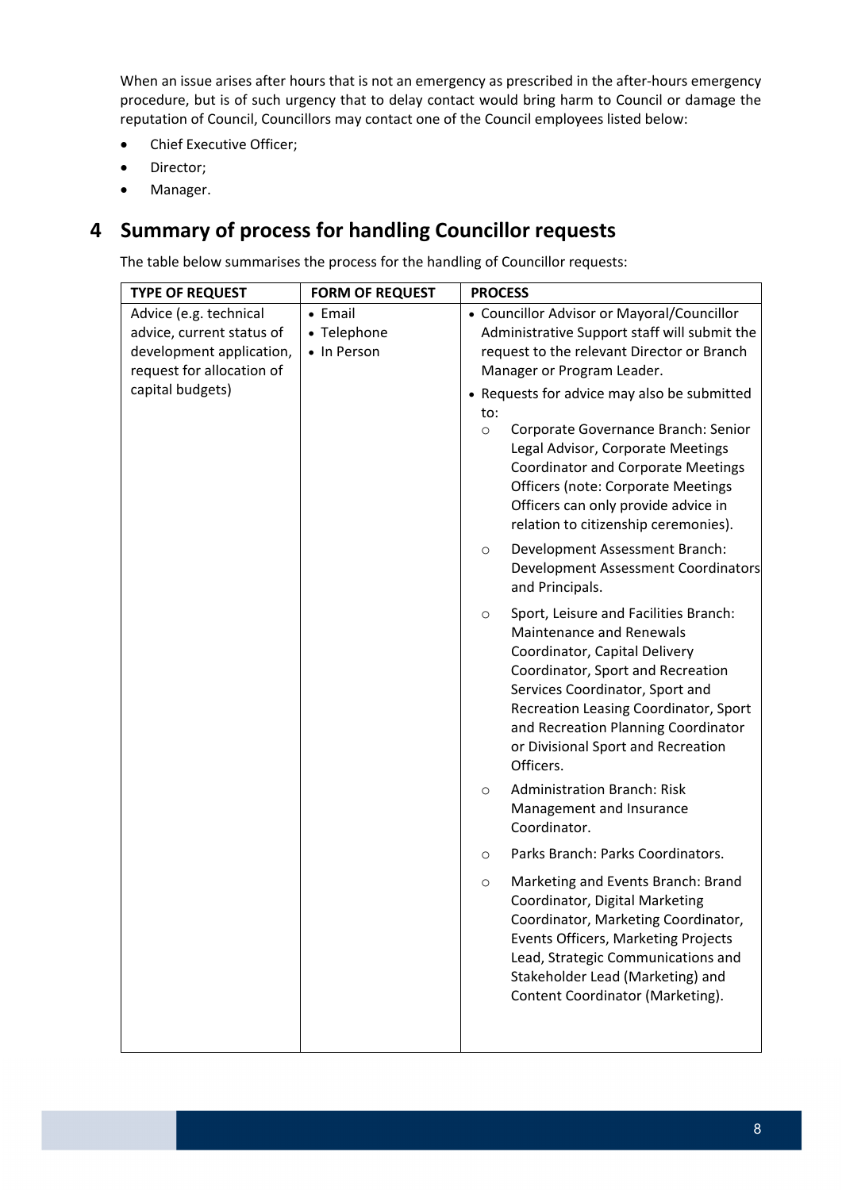When an issue arises after hours that is not an emergency as prescribed in the after-hours emergency procedure, but is of such urgency that to delay contact would bring harm to Council or damage the reputation of Council, Councillors may contact one of the Council employees listed below:

- Chief Executive Officer;
- Director;
- Manager.

## 4 Summary of process for handling Councillor requests

The table below summarises the process for the handling of Councillor requests:

| TYPE OF REQUEST | FORM OF REQUEST | PROCESS |
|---|---|---|
| Advice (e.g. technical advice, current status of development application, request for allocation of capital budgets) | • Email<br>• Telephone<br>• In Person | • Councillor Advisor or Mayoral/Councillor Administrative Support staff will submit the request to the relevant Director or Branch Manager or Program Leader.<br>• Requests for advice may also be submitted to:<br>○ Corporate Governance Branch: Senior Legal Advisor, Corporate Meetings Coordinator and Corporate Meetings Officers (note: Corporate Meetings Officers can only provide advice in relation to citizenship ceremonies).<br>○ Development Assessment Branch: Development Assessment Coordinators and Principals.<br>○ Sport, Leisure and Facilities Branch: Maintenance and Renewals Coordinator, Capital Delivery Coordinator, Sport and Recreation Services Coordinator, Sport and Recreation Leasing Coordinator, Sport and Recreation Planning Coordinator or Divisional Sport and Recreation Officers.<br>○ Administration Branch: Risk Management and Insurance Coordinator.<br>○ Parks Branch: Parks Coordinators.<br>○ Marketing and Events Branch: Brand Coordinator, Digital Marketing Coordinator, Marketing Coordinator, Events Officers, Marketing Projects Lead, Strategic Communications and Stakeholder Lead (Marketing) and Content Coordinator (Marketing). |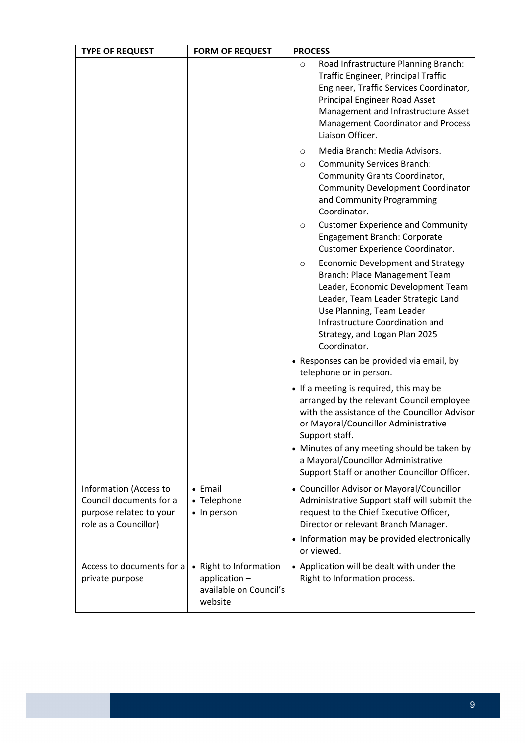| TYPE OF REQUEST | FORM OF REQUEST | PROCESS |
|---|---|---|
| | | ○ Road Infrastructure Planning Branch: Traffic Engineer, Principal Traffic Engineer, Traffic Services Coordinator, Principal Engineer Road Asset Management and Infrastructure Asset Management Coordinator and Process Liaison Officer.<br>○ Media Branch: Media Advisors.<br>○ Community Services Branch: Community Grants Coordinator, Community Development Coordinator and Community Programming Coordinator.<br>○ Customer Experience and Community Engagement Branch: Corporate Customer Experience Coordinator.<br>○ Economic Development and Strategy Branch: Place Management Team Leader, Economic Development Team Leader, Team Leader Strategic Land Use Planning, Team Leader Infrastructure Coordination and Strategy, and Logan Plan 2025 Coordinator.<br>• Responses can be provided via email, by telephone or in person.<br>• If a meeting is required, this may be arranged by the relevant Council employee with the assistance of the Councillor Advisor or Mayoral/Councillor Administrative Support staff.<br>• Minutes of any meeting should be taken by a Mayoral/Councillor Administrative Support Staff or another Councillor Officer. |
| Information (Access to Council documents for a purpose related to your role as a Councillor) | • Email<br>• Telephone<br>• In person | • Councillor Advisor or Mayoral/Councillor Administrative Support staff will submit the request to the Chief Executive Officer, Director or relevant Branch Manager.<br>• Information may be provided electronically or viewed. |
| Access to documents for a private purpose | • Right to Information application – available on Council's website | • Application will be dealt with under the Right to Information process. |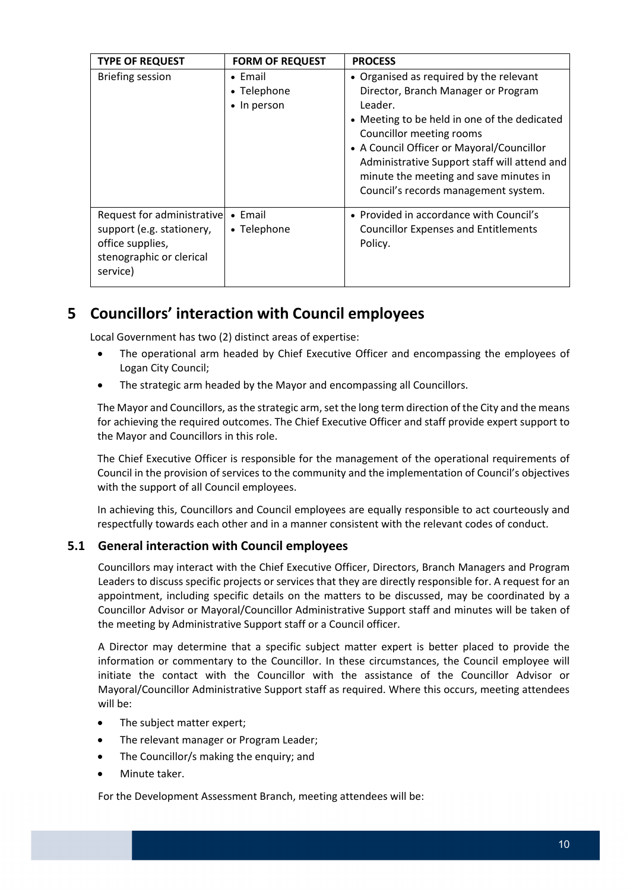| TYPE OF REQUEST | FORM OF REQUEST | PROCESS |
|---|---|---|
| Briefing session | • Email<br>• Telephone<br>• In person | • Organised as required by the relevant Director, Branch Manager or Program Leader.<br>• Meeting to be held in one of the dedicated Councillor meeting rooms<br>• A Council Officer or Mayoral/Councillor Administrative Support staff will attend and minute the meeting and save minutes in Council's records management system. |
| Request for administrative support (e.g. stationery, office supplies, stenographic or clerical service) | • Email<br>• Telephone | • Provided in accordance with Council's Councillor Expenses and Entitlements Policy. |

# 5 Councillors' interaction with Council employees

Local Government has two (2) distinct areas of expertise:

- The operational arm headed by Chief Executive Officer and encompassing the employees of Logan City Council;
- The strategic arm headed by the Mayor and encompassing all Councillors.

The Mayor and Councillors, as the strategic arm, set the long term direction of the City and the means for achieving the required outcomes. The Chief Executive Officer and staff provide expert support to the Mayor and Councillors in this role.

The Chief Executive Officer is responsible for the management of the operational requirements of Council in the provision of services to the community and the implementation of Council's objectives with the support of all Council employees.

In achieving this, Councillors and Council employees are equally responsible to act courteously and respectfully towards each other and in a manner consistent with the relevant codes of conduct.

## 5.1 General interaction with Council employees

Councillors may interact with the Chief Executive Officer, Directors, Branch Managers and Program Leaders to discuss specific projects or services that they are directly responsible for. A request for an appointment, including specific details on the matters to be discussed, may be coordinated by a Councillor Advisor or Mayoral/Councillor Administrative Support staff and minutes will be taken of the meeting by Administrative Support staff or a Council officer.

A Director may determine that a specific subject matter expert is better placed to provide the information or commentary to the Councillor. In these circumstances, the Council employee will initiate the contact with the Councillor with the assistance of the Councillor Advisor or Mayoral/Councillor Administrative Support staff as required. Where this occurs, meeting attendees will be:

- The subject matter expert;
- The relevant manager or Program Leader;
- The Councillor/s making the enquiry; and
- Minute taker.

For the Development Assessment Branch, meeting attendees will be: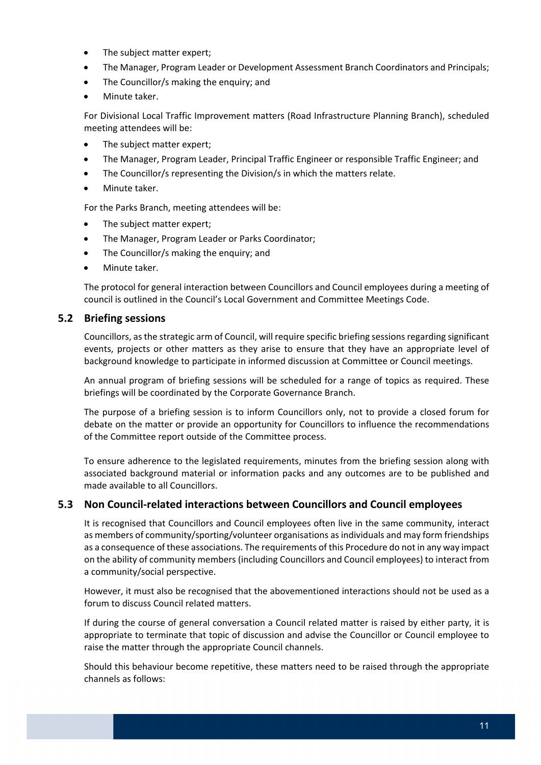- The subject matter expert;
- The Manager, Program Leader or Development Assessment Branch Coordinators and Principals;
- The Councillor/s making the enquiry; and
- Minute taker.

For Divisional Local Traffic Improvement matters (Road Infrastructure Planning Branch), scheduled meeting attendees will be:

- The subject matter expert;
- The Manager, Program Leader, Principal Traffic Engineer or responsible Traffic Engineer; and
- The Councillor/s representing the Division/s in which the matters relate.
- Minute taker.

For the Parks Branch, meeting attendees will be:

- The subject matter expert;
- The Manager, Program Leader or Parks Coordinator;
- The Councillor/s making the enquiry; and
- Minute taker.

The protocol for general interaction between Councillors and Council employees during a meeting of council is outlined in the Council's Local Government and Committee Meetings Code.

## 5.2 Briefing sessions

Councillors, as the strategic arm of Council, will require specific briefing sessions regarding significant events, projects or other matters as they arise to ensure that they have an appropriate level of background knowledge to participate in informed discussion at Committee or Council meetings.

An annual program of briefing sessions will be scheduled for a range of topics as required. These briefings will be coordinated by the Corporate Governance Branch.

The purpose of a briefing session is to inform Councillors only, not to provide a closed forum for debate on the matter or provide an opportunity for Councillors to influence the recommendations of the Committee report outside of the Committee process.

To ensure adherence to the legislated requirements, minutes from the briefing session along with associated background material or information packs and any outcomes are to be published and made available to all Councillors.

## 5.3 Non Council-related interactions between Councillors and Council employees

It is recognised that Councillors and Council employees often live in the same community, interact as members of community/sporting/volunteer organisations as individuals and may form friendships as a consequence of these associations. The requirements of this Procedure do not in any way impact on the ability of community members (including Councillors and Council employees) to interact from a community/social perspective.

However, it must also be recognised that the abovementioned interactions should not be used as a forum to discuss Council related matters.

If during the course of general conversation a Council related matter is raised by either party, it is appropriate to terminate that topic of discussion and advise the Councillor or Council employee to raise the matter through the appropriate Council channels.

Should this behaviour become repetitive, these matters need to be raised through the appropriate channels as follows: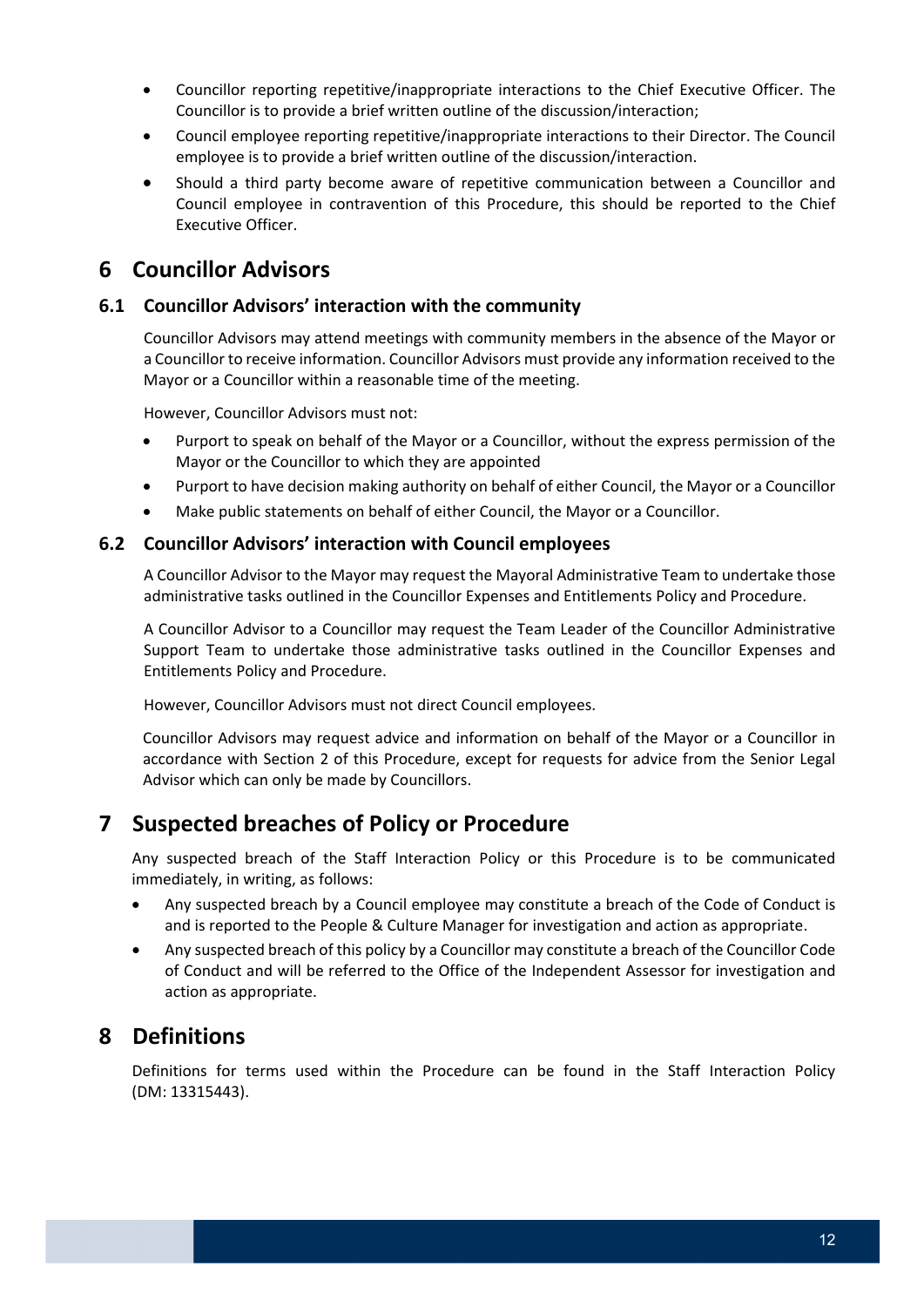- Councillor reporting repetitive/inappropriate interactions to the Chief Executive Officer. The Councillor is to provide a brief written outline of the discussion/interaction;
- Council employee reporting repetitive/inappropriate interactions to their Director. The Council employee is to provide a brief written outline of the discussion/interaction.
- Should a third party become aware of repetitive communication between a Councillor and Council employee in contravention of this Procedure, this should be reported to the Chief Executive Officer.

# 6 Councillor Advisors

## 6.1 Councillor Advisors' interaction with the community

Councillor Advisors may attend meetings with community members in the absence of the Mayor or a Councillor to receive information. Councillor Advisors must provide any information received to the Mayor or a Councillor within a reasonable time of the meeting.

However, Councillor Advisors must not:

- Purport to speak on behalf of the Mayor or a Councillor, without the express permission of the Mayor or the Councillor to which they are appointed
- Purport to have decision making authority on behalf of either Council, the Mayor or a Councillor
- Make public statements on behalf of either Council, the Mayor or a Councillor.

## 6.2 Councillor Advisors' interaction with Council employees

A Councillor Advisor to the Mayor may request the Mayoral Administrative Team to undertake those administrative tasks outlined in the Councillor Expenses and Entitlements Policy and Procedure.

A Councillor Advisor to a Councillor may request the Team Leader of the Councillor Administrative Support Team to undertake those administrative tasks outlined in the Councillor Expenses and Entitlements Policy and Procedure.

However, Councillor Advisors must not direct Council employees.

Councillor Advisors may request advice and information on behalf of the Mayor or a Councillor in accordance with Section 2 of this Procedure, except for requests for advice from the Senior Legal Advisor which can only be made by Councillors.

# 7 Suspected breaches of Policy or Procedure

Any suspected breach of the Staff Interaction Policy or this Procedure is to be communicated immediately, in writing, as follows:

- Any suspected breach by a Council employee may constitute a breach of the Code of Conduct is and is reported to the People & Culture Manager for investigation and action as appropriate.
- Any suspected breach of this policy by a Councillor may constitute a breach of the Councillor Code of Conduct and will be referred to the Office of the Independent Assessor for investigation and action as appropriate.

# 8 Definitions

Definitions for terms used within the Procedure can be found in the Staff Interaction Policy (DM: 13315443).